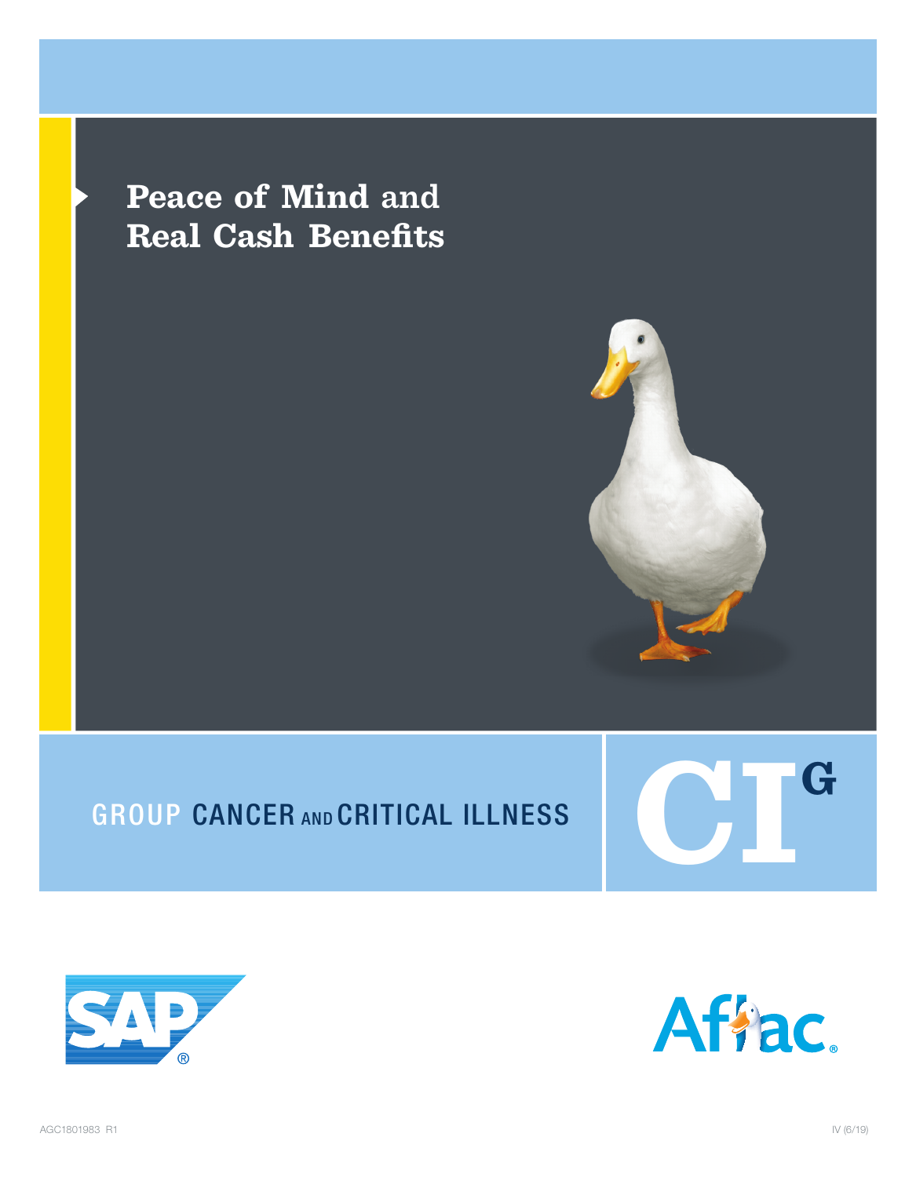# Peace of Mind and Real Cash Benefits

## GROUP CANCER AND CRITICAL ILLNESS

CI[G]

AGC1801983 R1

IV (6/19)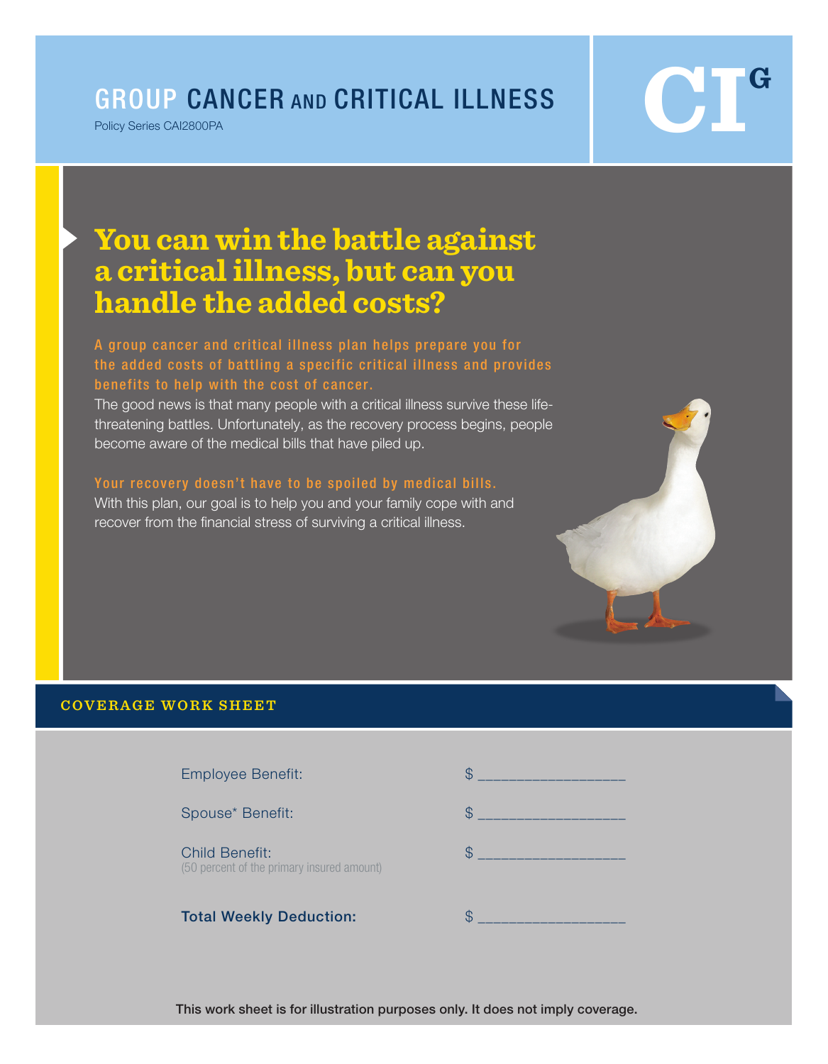# GROUP CANCER AND CRITICAL ILLNESS

Policy Series CAI2800PA

CI[G]

## You can win the battle against a critical illness, but can you handle the added costs?

**A group cancer and critical illness plan helps prepare you for the added costs of battling a specific critical illness and provides benefits to help with the cost of cancer.**

The good news is that many people with a critical illness survive these life-threatening battles. Unfortunately, as the recovery process begins, people become aware of the medical bills that have piled up.

**Your recovery doesn't have to be spoiled by medical bills.**

With this plan, our goal is to help you and your family cope with and recover from the financial stress of surviving a critical illness.

## COVERAGE WORK SHEET

| | |
|---|---|
| Employee Benefit: | $ __________________ |
| Spouse* Benefit: | $ __________________ |
| Child Benefit: (50 percent of the primary insured amount) | $ __________________ |
| **Total Weekly Deduction:** | $ __________________ |

This work sheet is for illustration purposes only. It does not imply coverage.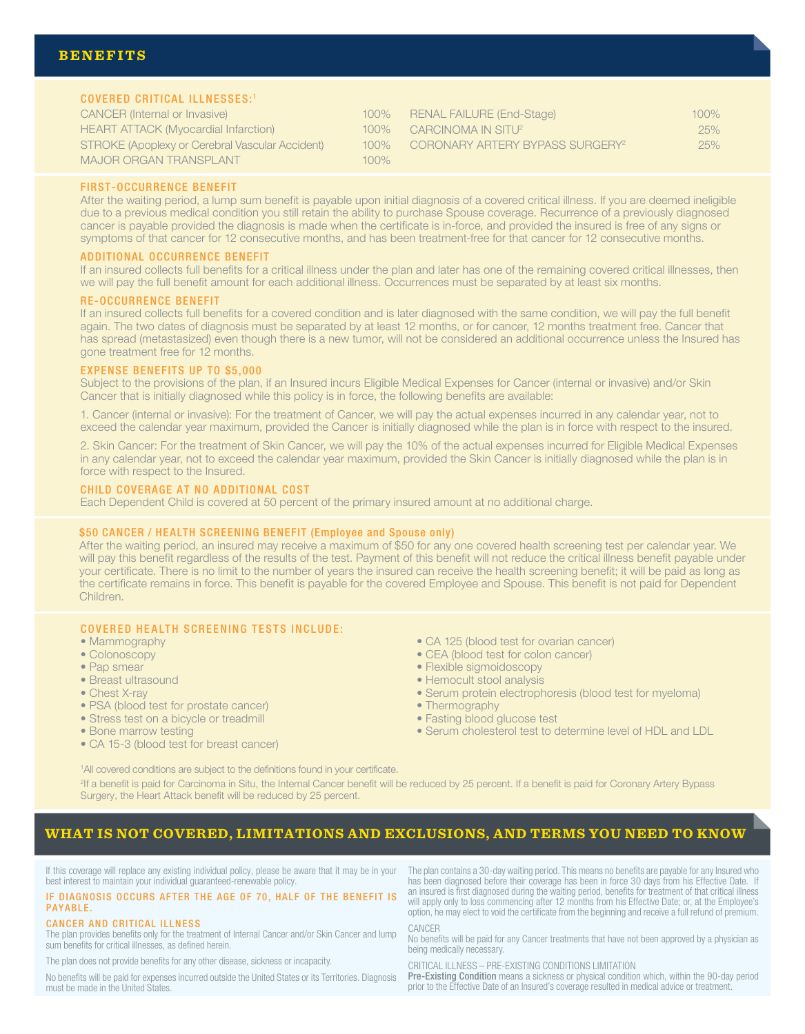## BENEFITS

### COVERED CRITICAL ILLNESSES:[1]

| | | | |
|---|---|---|---|
| CANCER (Internal or Invasive) | 100% | RENAL FAILURE (End-Stage) | 100% |
| HEART ATTACK (Myocardial Infarction) | 100% | CARCINOMA IN SITU[2] | 25% |
| STROKE (Apoplexy or Cerebral Vascular Accident) | 100% | CORONARY ARTERY BYPASS SURGERY[2] | 25% |
| MAJOR ORGAN TRANSPLANT | 100% | | |

### FIRST-OCCURRENCE BENEFIT

After the waiting period, a lump sum benefit is payable upon initial diagnosis of a covered critical illness. If you are deemed ineligible due to a previous medical condition you still retain the ability to purchase Spouse coverage. Recurrence of a previously diagnosed cancer is payable provided the diagnosis is made when the certificate is in-force, and provided the insured is free of any signs or symptoms of that cancer for 12 consecutive months, and has been treatment-free for that cancer for 12 consecutive months.

### ADDITIONAL OCCURRENCE BENEFIT

If an insured collects full benefits for a critical illness under the plan and later has one of the remaining covered critical illnesses, then we will pay the full benefit amount for each additional illness. Occurrences must be separated by at least six months.

### RE-OCCURRENCE BENEFIT

If an insured collects full benefits for a covered condition and is later diagnosed with the same condition, we will pay the full benefit again. The two dates of diagnosis must be separated by at least 12 months, or for cancer, 12 months treatment free. Cancer that has spread (metastasized) even though there is a new tumor, will not be considered an additional occurrence unless the Insured has gone treatment free for 12 months.

### EXPENSE BENEFITS UP TO $5,000

Subject to the provisions of the plan, if an Insured incurs Eligible Medical Expenses for Cancer (internal or invasive) and/or Skin Cancer that is initially diagnosed while this policy is in force, the following benefits are available:

1. Cancer (internal or invasive): For the treatment of Cancer, we will pay the actual expenses incurred in any calendar year, not to exceed the calendar year maximum, provided the Cancer is initially diagnosed while the plan is in force with respect to the insured.

2. Skin Cancer: For the treatment of Skin Cancer, we will pay the 10% of the actual expenses incurred for Eligible Medical Expenses in any calendar year, not to exceed the calendar year maximum, provided the Skin Cancer is initially diagnosed while the plan is in force with respect to the Insured.

### CHILD COVERAGE AT NO ADDITIONAL COST

Each Dependent Child is covered at 50 percent of the primary insured amount at no additional charge.

### $50 CANCER / HEALTH SCREENING BENEFIT (Employee and Spouse only)

After the waiting period, an insured may receive a maximum of $50 for any one covered health screening test per calendar year. We will pay this benefit regardless of the results of the test. Payment of this benefit will not reduce the critical illness benefit payable under your certificate. There is no limit to the number of years the insured can receive the health screening benefit; it will be paid as long as the certificate remains in force. This benefit is payable for the covered Employee and Spouse. This benefit is not paid for Dependent Children.

### COVERED HEALTH SCREENING TESTS INCLUDE:

- Mammography
- Colonoscopy
- Pap smear
- Breast ultrasound
- Chest X-ray
- PSA (blood test for prostate cancer)
- Stress test on a bicycle or treadmill
- Bone marrow testing
- CA 15-3 (blood test for breast cancer)
- CA 125 (blood test for ovarian cancer)
- CEA (blood test for colon cancer)
- Flexible sigmoidoscopy
- Hemocult stool analysis
- Serum protein electrophoresis (blood test for myeloma)
- Thermography
- Fasting blood glucose test
- Serum cholesterol test to determine level of HDL and LDL

[1]All covered conditions are subject to the definitions found in your certificate.

[2]If a benefit is paid for Carcinoma in Situ, the Internal Cancer benefit will be reduced by 25 percent. If a benefit is paid for Coronary Artery Bypass Surgery, the Heart Attack benefit will be reduced by 25 percent.

## WHAT IS NOT COVERED, LIMITATIONS AND EXCLUSIONS, AND TERMS YOU NEED TO KNOW

If this coverage will replace any existing individual policy, please be aware that it may be in your best interest to maintain your individual guaranteed-renewable policy.

**IF DIAGNOSIS OCCURS AFTER THE AGE OF 70, HALF OF THE BENEFIT IS PAYABLE.**

### CANCER AND CRITICAL ILLNESS

The plan provides benefits only for the treatment of Internal Cancer and/or Skin Cancer and lump sum benefits for critical illnesses, as defined herein.

The plan does not provide benefits for any other disease, sickness or incapacity.

No benefits will be paid for expenses incurred outside the United States or its Territories. Diagnosis must be made in the United States.

The plan contains a 30-day waiting period. This means no benefits are payable for any Insured who has been diagnosed before their coverage has been in force 30 days from his Effective Date. If an insured is first diagnosed during the waiting period, benefits for treatment of that critical illness will apply only to loss commencing after 12 months from his Effective Date; or, at the Employee's option, he may elect to void the certificate from the beginning and receive a full refund of premium.

CANCER

No benefits will be paid for any Cancer treatments that have not been approved by a physician as being medically necessary.

CRITICAL ILLNESS – PRE-EXISTING CONDITIONS LIMITATION

**Pre-Existing Condition** means a sickness or physical condition which, within the 90-day period prior to the Effective Date of an Insured's coverage resulted in medical advice or treatment.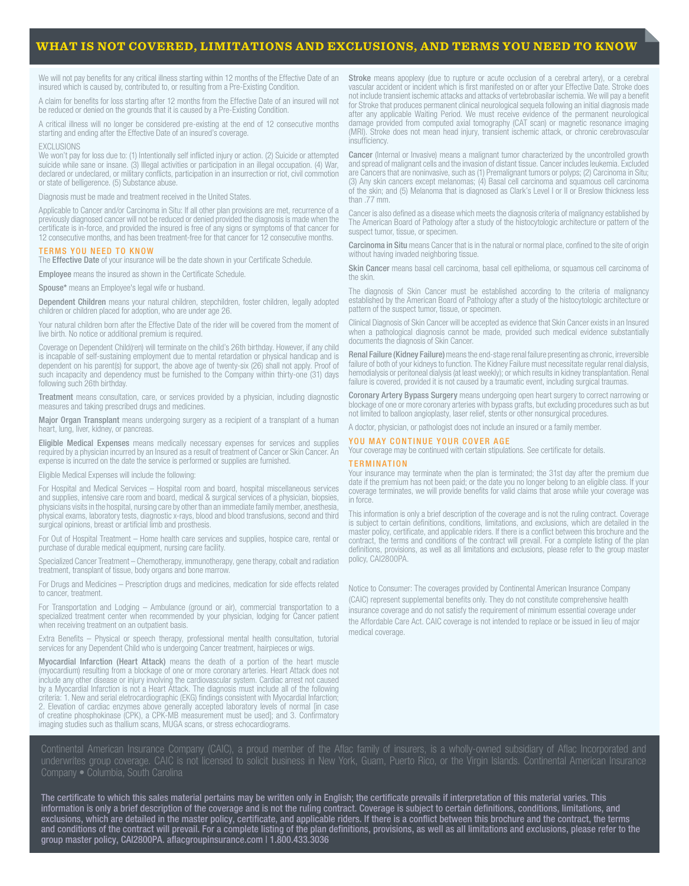# WHAT IS NOT COVERED, LIMITATIONS AND EXCLUSIONS, AND TERMS YOU NEED TO KNOW

We will not pay benefits for any critical illness starting within 12 months of the Effective Date of an insured which is caused by, contributed to, or resulting from a Pre-Existing Condition.

A claim for benefits for loss starting after 12 months from the Effective Date of an insured will not be reduced or denied on the grounds that it is caused by a Pre-Existing Condition.

A critical illness will no longer be considered pre-existing at the end of 12 consecutive months starting and ending after the Effective Date of an insured's coverage.

EXCLUSIONS
We won't pay for loss due to: (1) Intentionally self inflicted injury or action. (2) Suicide or attempted suicide while sane or insane. (3) Illegal activities or participation in an illegal occupation. (4) War, declared or undeclared, or military conflicts, participation in an insurrection or riot, civil commotion or state of belligerence. (5) Substance abuse.

Diagnosis must be made and treatment received in the United States.

Applicable to Cancer and/or Carcinoma in Situ: If all other plan provisions are met, recurrence of a previously diagnosed cancer will not be reduced or denied provided the diagnosis is made when the certificate is in-force, and provided the insured is free of any signs or symptoms of that cancer for 12 consecutive months, and has been treatment-free for that cancer for 12 consecutive months.

## TERMS YOU NEED TO KNOW

The **Effective Date** of your insurance will be the date shown in your Certificate Schedule.

**Employee** means the insured as shown in the Certificate Schedule.

**Spouse*** means an Employee's legal wife or husband.

**Dependent Children** means your natural children, stepchildren, foster children, legally adopted children or children placed for adoption, who are under age 26.

Your natural children born after the Effective Date of the rider will be covered from the moment of live birth. No notice or additional premium is required.

Coverage on Dependent Child(ren) will terminate on the child's 26th birthday. However, if any child is incapable of self-sustaining employment due to mental retardation or physical handicap and is dependent on his parent(s) for support, the above age of twenty-six (26) shall not apply. Proof of such incapacity and dependency must be furnished to the Company within thirty-one (31) days following such 26th birthday.

**Treatment** means consultation, care, or services provided by a physician, including diagnostic measures and taking prescribed drugs and medicines.

**Major Organ Transplant** means undergoing surgery as a recipient of a transplant of a human heart, lung, liver, kidney, or pancreas.

**Eligible Medical Expenses** means medically necessary expenses for services and supplies required by a physician incurred by an Insured as a result of treatment of Cancer or Skin Cancer. An expense is incurred on the date the service is performed or supplies are furnished.

Eligible Medical Expenses will include the following:

For Hospital and Medical Services – Hospital room and board, hospital miscellaneous services and supplies, intensive care room and board, medical & surgical services of a physician, biopsies, physicians visits in the hospital, nursing care by other than an immediate family member, anesthesia, physical exams, laboratory tests, diagnostic x-rays, blood and blood transfusions, second and third surgical opinions, breast or artificial limb and prosthesis.

For Out of Hospital Treatment – Home health care services and supplies, hospice care, rental or purchase of durable medical equipment, nursing care facility.

Specialized Cancer Treatment – Chemotherapy, immunotherapy, gene therapy, cobalt and radiation treatment, transplant of tissue, body organs and bone marrow.

For Drugs and Medicines – Prescription drugs and medicines, medication for side effects related to cancer, treatment.

For Transportation and Lodging – Ambulance (ground or air), commercial transportation to a specialized treatment center when recommended by your physician, lodging for Cancer patient when receiving treatment on an outpatient basis.

Extra Benefits – Physical or speech therapy, professional mental health consultation, tutorial services for any Dependent Child who is undergoing Cancer treatment, hairpieces or wigs.

**Myocardial Infarction (Heart Attack)** means the death of a portion of the heart muscle (myocardium) resulting from a blockage of one or more coronary arteries. Heart Attack does not include any other disease or injury involving the cardiovascular system. Cardiac arrest not caused by a Myocardial Infarction is not a Heart Attack. The diagnosis must include all of the following criteria: 1. New and serial eletrocardiographic (EKG) findings consistent with Myocardial Infarction; 2. Elevation of cardiac enzymes above generally accepted laboratory levels of normal [in case of creatine phosphokinase (CPK), a CPK-MB measurement must be used]; and 3. Confirmatory imaging studies such as thallium scans, MUGA scans, or stress echocardiograms.

**Stroke** means apoplexy (due to rupture or acute occlusion of a cerebral artery), or a cerebral vascular accident or incident which is first manifested on or after your Effective Date. Stroke does not include transient ischemic attacks and attacks of vertebrobasilar ischemia. We will pay a benefit for Stroke that produces permanent clinical neurological sequela following an initial diagnosis made after any applicable Waiting Period. We must receive evidence of the permanent neurological damage provided from computed axial tomography (CAT scan) or magnetic resonance imaging (MRI). Stroke does not mean head injury, transient ischemic attack, or chronic cerebrovascular insufficiency.

**Cancer** (Internal or Invasive) means a malignant tumor characterized by the uncontrolled growth and spread of malignant cells and the invasion of distant tissue. Cancer includes leukemia. Excluded are Cancers that are noninvasive, such as (1) Premalignant tumors or polyps; (2) Carcinoma in Situ; (3) Any skin cancers except melanomas; (4) Basal cell carcinoma and squamous cell carcinoma of the skin; and (5) Melanoma that is diagnosed as Clark's Level I or II or Breslow thickness less than .77 mm.

Cancer is also defined as a disease which meets the diagnosis criteria of malignancy established by The American Board of Pathology after a study of the histocytologic architecture or pattern of the suspect tumor, tissue, or specimen.

**Carcinoma in Situ** means Cancer that is in the natural or normal place, confined to the site of origin without having invaded neighboring tissue.

**Skin Cancer** means basal cell carcinoma, basal cell epithelioma, or squamous cell carcinoma of the skin.

The diagnosis of Skin Cancer must be established according to the criteria of malignancy established by the American Board of Pathology after a study of the histocytologic architecture or pattern of the suspect tumor, tissue, or specimen.

Clinical Diagnosis of Skin Cancer will be accepted as evidence that Skin Cancer exists in an Insured when a pathological diagnosis cannot be made, provided such medical evidence substantially documents the diagnosis of Skin Cancer.

**Renal Failure (Kidney Failure)** means the end-stage renal failure presenting as chronic, irreversible failure of both of your kidneys to function. The Kidney Failure must necessitate regular renal dialysis, hemodialysis or peritoneal dialysis (at least weekly); or which results in kidney transplantation. Renal failure is covered, provided it is not caused by a traumatic event, including surgical traumas.

**Coronary Artery Bypass Surgery** means undergoing open heart surgery to correct narrowing or blockage of one or more coronary arteries with bypass grafts, but excluding procedures such as but not limited to balloon angioplasty, laser relief, stents or other nonsurgical procedures.

A doctor, physician, or pathologist does not include an insured or a family member.

## YOU MAY CONTINUE YOUR COVERAGE

Your coverage may be continued with certain stipulations. See certificate for details.

## TERMINATION

Your insurance may terminate when the plan is terminated; the 31st day after the premium due date if the premium has not been paid; or the date you no longer belong to an eligible class. If your coverage terminates, we will provide benefits for valid claims that arose while your coverage was in force.

This information is only a brief description of the coverage and is not the ruling contract. Coverage is subject to certain definitions, conditions, limitations, and exclusions, which are detailed in the master policy, certificate, and applicable riders. If there is a conflict between this brochure and the contract, the terms and conditions of the contract will prevail. For a complete listing of the plan definitions, provisions, as well as all limitations and exclusions, please refer to the group master policy, CAI2800PA.

Notice to Consumer: The coverages provided by Continental American Insurance Company (CAIC) represent supplemental benefits only. They do not constitute comprehensive health insurance coverage and do not satisfy the requirement of minimum essential coverage under the Affordable Care Act. CAIC coverage is not intended to replace or be issued in lieu of major medical coverage.

Continental American Insurance Company (CAIC), a proud member of the Aflac family of insurers, is a wholly-owned subsidiary of Aflac Incorporated and underwrites group coverage. CAIC is not licensed to solicit business in New York, Guam, Puerto Rico, or the Virgin Islands. Continental American Insurance Company • Columbia, South Carolina

**The certificate to which this sales material pertains may be written only in English; the certificate prevails if interpretation of this material varies. This information is only a brief description of the coverage and is not the ruling contract. Coverage is subject to certain definitions, conditions, limitations, and exclusions, which are detailed in the master policy, certificate, and applicable riders. If there is a conflict between this brochure and the contract, the terms and conditions of the contract will prevail. For a complete listing of the plan definitions, provisions, as well as all limitations and exclusions, please refer to the group master policy, CAI2800PA. aflacgroupinsurance.com | 1.800.433.3036**